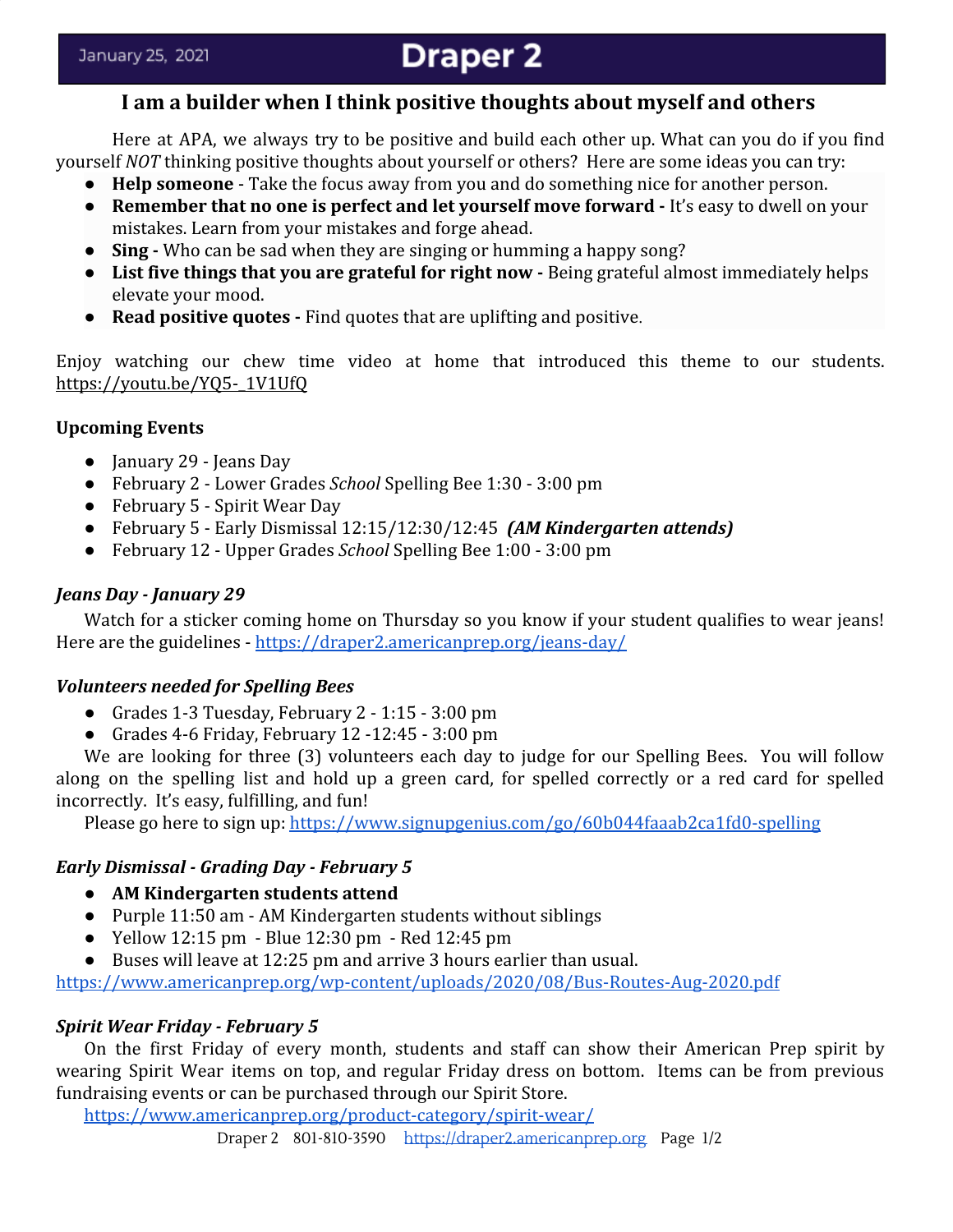January 25, 2021

# Draper 2

## I am a builder when I think positive thoughts about myself and others

Here at APA, we always try to be positive and build each other up. What can you do if you find yourself *NOT* thinking positive thoughts about yourself or others? Here are some ideas you can try:

- **Help someone** - Take the focus away from you and do something nice for another person.
- **Remember that no one is perfect and let yourself move forward -** It's easy to dwell on your mistakes. Learn from your mistakes and forge ahead.
- **Sing -** Who can be sad when they are singing or humming a happy song?
- **List five things that you are grateful for right now -** Being grateful almost immediately helps elevate your mood.
- **Read positive quotes -** Find quotes that are uplifting and positive.

Enjoy watching our chew time video at home that introduced this theme to our students. https://youtu.be/YQ5-_1V1UfQ

**Upcoming Events**

- January 29 - Jeans Day
- February 2 - Lower Grades *School* Spelling Bee 1:30 - 3:00 pm
- February 5 - Spirit Wear Day
- February 5 - Early Dismissal 12:15/12:30/12:45 ***(AM Kindergarten attends)***
- February 12 - Upper Grades *School* Spelling Bee 1:00 - 3:00 pm

***Jeans Day - January 29***

Watch for a sticker coming home on Thursday so you know if your student qualifies to wear jeans! Here are the guidelines - https://draper2.americanprep.org/jeans-day/

***Volunteers needed for Spelling Bees***

- Grades 1-3 Tuesday, February 2 - 1:15 - 3:00 pm
- Grades 4-6 Friday, February 12 -12:45 - 3:00 pm

We are looking for three (3) volunteers each day to judge for our Spelling Bees. You will follow along on the spelling list and hold up a green card, for spelled correctly or a red card for spelled incorrectly. It's easy, fulfilling, and fun!

Please go here to sign up: https://www.signupgenius.com/go/60b044faaab2ca1fd0-spelling

***Early Dismissal - Grading Day - February 5***

- **AM Kindergarten students attend**
- Purple 11:50 am - AM Kindergarten students without siblings
- Yellow 12:15 pm - Blue 12:30 pm - Red 12:45 pm
- Buses will leave at 12:25 pm and arrive 3 hours earlier than usual.

https://www.americanprep.org/wp-content/uploads/2020/08/Bus-Routes-Aug-2020.pdf

***Spirit Wear Friday - February 5***

On the first Friday of every month, students and staff can show their American Prep spirit by wearing Spirit Wear items on top, and regular Friday dress on bottom. Items can be from previous fundraising events or can be purchased through our Spirit Store.

https://www.americanprep.org/product-category/spirit-wear/

Draper 2 801-810-3590 https://draper2.americanprep.org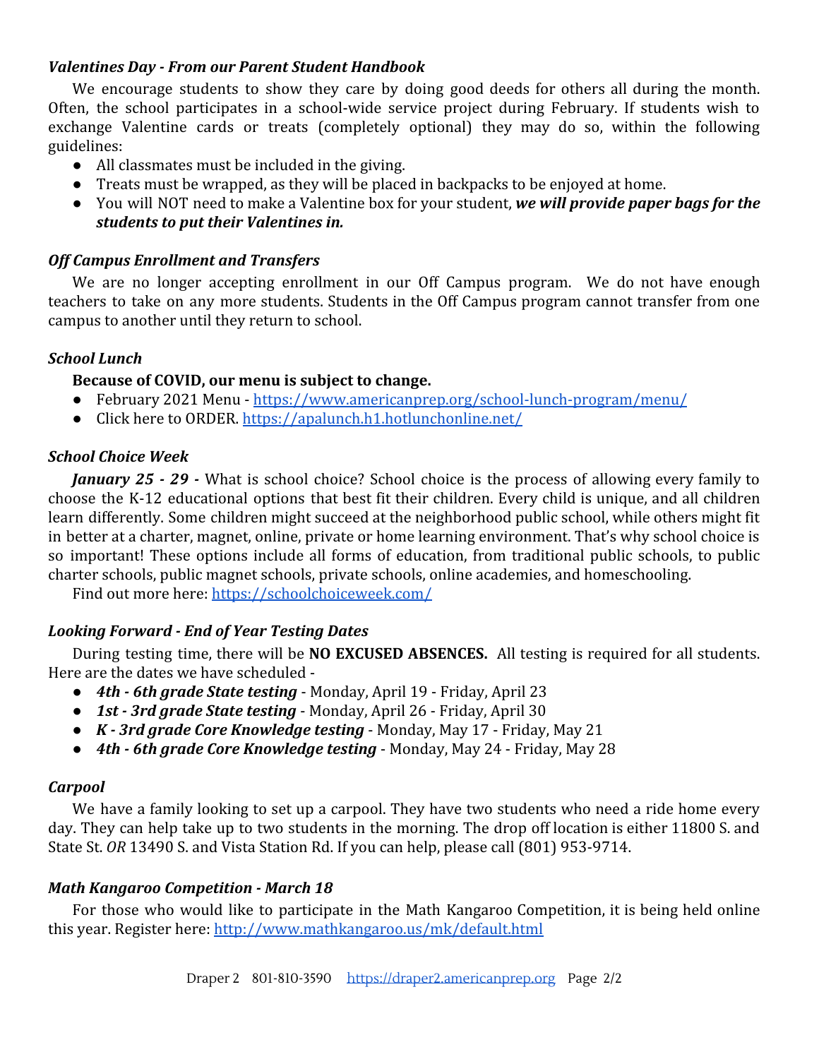### *Valentines Day - From our Parent Student Handbook*

We encourage students to show they care by doing good deeds for others all during the month. Often, the school participates in a school-wide service project during February. If students wish to exchange Valentine cards or treats (completely optional) they may do so, within the following guidelines:

- All classmates must be included in the giving.
- Treats must be wrapped, as they will be placed in backpacks to be enjoyed at home.
- You will NOT need to make a Valentine box for your student, ***we will provide paper bags for the students to put their Valentines in.***

### *Off Campus Enrollment and Transfers*

We are no longer accepting enrollment in our Off Campus program. We do not have enough teachers to take on any more students. Students in the Off Campus program cannot transfer from one campus to another until they return to school.

### *School Lunch*

**Because of COVID, our menu is subject to change.**

- February 2021 Menu - https://www.americanprep.org/school-lunch-program/menu/
- Click here to ORDER. https://apalunch.h1.hotlunchonline.net/

### *School Choice Week*

***January 25 - 29 -*** What is school choice? School choice is the process of allowing every family to choose the K-12 educational options that best fit their children. Every child is unique, and all children learn differently. Some children might succeed at the neighborhood public school, while others might fit in better at a charter, magnet, online, private or home learning environment. That's why school choice is so important! These options include all forms of education, from traditional public schools, to public charter schools, public magnet schools, private schools, online academies, and homeschooling.

Find out more here: https://schoolchoiceweek.com/

### *Looking Forward - End of Year Testing Dates*

During testing time, there will be **NO EXCUSED ABSENCES.** All testing is required for all students. Here are the dates we have scheduled -

- ***4th - 6th grade State testing*** - Monday, April 19 - Friday, April 23
- ***1st - 3rd grade State testing*** - Monday, April 26 - Friday, April 30
- ***K - 3rd grade Core Knowledge testing*** - Monday, May 17 - Friday, May 21
- ***4th - 6th grade Core Knowledge testing*** - Monday, May 24 - Friday, May 28

### *Carpool*

We have a family looking to set up a carpool. They have two students who need a ride home every day. They can help take up to two students in the morning. The drop off location is either 11800 S. and State St. *OR* 13490 S. and Vista Station Rd. If you can help, please call (801) 953-9714.

### *Math Kangaroo Competition - March 18*

For those who would like to participate in the Math Kangaroo Competition, it is being held online this year. Register here: http://www.mathkangaroo.us/mk/default.html